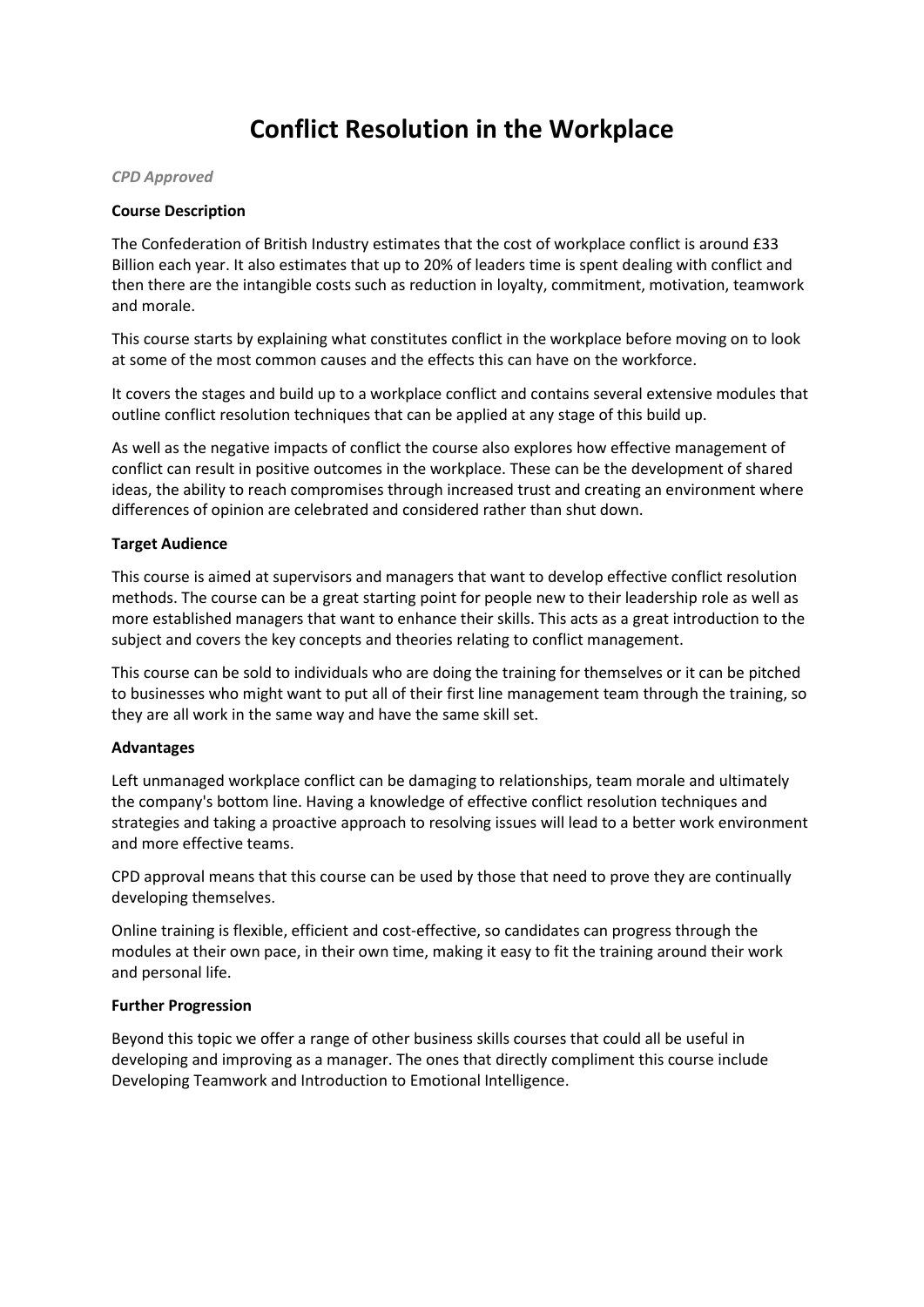# Conflict Resolution in the Workplace

*CPD Approved*

**Course Description**

The Confederation of British Industry estimates that the cost of workplace conflict is around £33 Billion each year. It also estimates that up to 20% of leaders time is spent dealing with conflict and then there are the intangible costs such as reduction in loyalty, commitment, motivation, teamwork and morale.

This course starts by explaining what constitutes conflict in the workplace before moving on to look at some of the most common causes and the effects this can have on the workforce.

It covers the stages and build up to a workplace conflict and contains several extensive modules that outline conflict resolution techniques that can be applied at any stage of this build up.

As well as the negative impacts of conflict the course also explores how effective management of conflict can result in positive outcomes in the workplace. These can be the development of shared ideas, the ability to reach compromises through increased trust and creating an environment where differences of opinion are celebrated and considered rather than shut down.

**Target Audience**

This course is aimed at supervisors and managers that want to develop effective conflict resolution methods. The course can be a great starting point for people new to their leadership role as well as more established managers that want to enhance their skills. This acts as a great introduction to the subject and covers the key concepts and theories relating to conflict management.

This course can be sold to individuals who are doing the training for themselves or it can be pitched to businesses who might want to put all of their first line management team through the training, so they are all work in the same way and have the same skill set.

**Advantages**

Left unmanaged workplace conflict can be damaging to relationships, team morale and ultimately the company's bottom line. Having a knowledge of effective conflict resolution techniques and strategies and taking a proactive approach to resolving issues will lead to a better work environment and more effective teams.

CPD approval means that this course can be used by those that need to prove they are continually developing themselves.

Online training is flexible, efficient and cost-effective, so candidates can progress through the modules at their own pace, in their own time, making it easy to fit the training around their work and personal life.

**Further Progression**

Beyond this topic we offer a range of other business skills courses that could all be useful in developing and improving as a manager. The ones that directly compliment this course include Developing Teamwork and Introduction to Emotional Intelligence.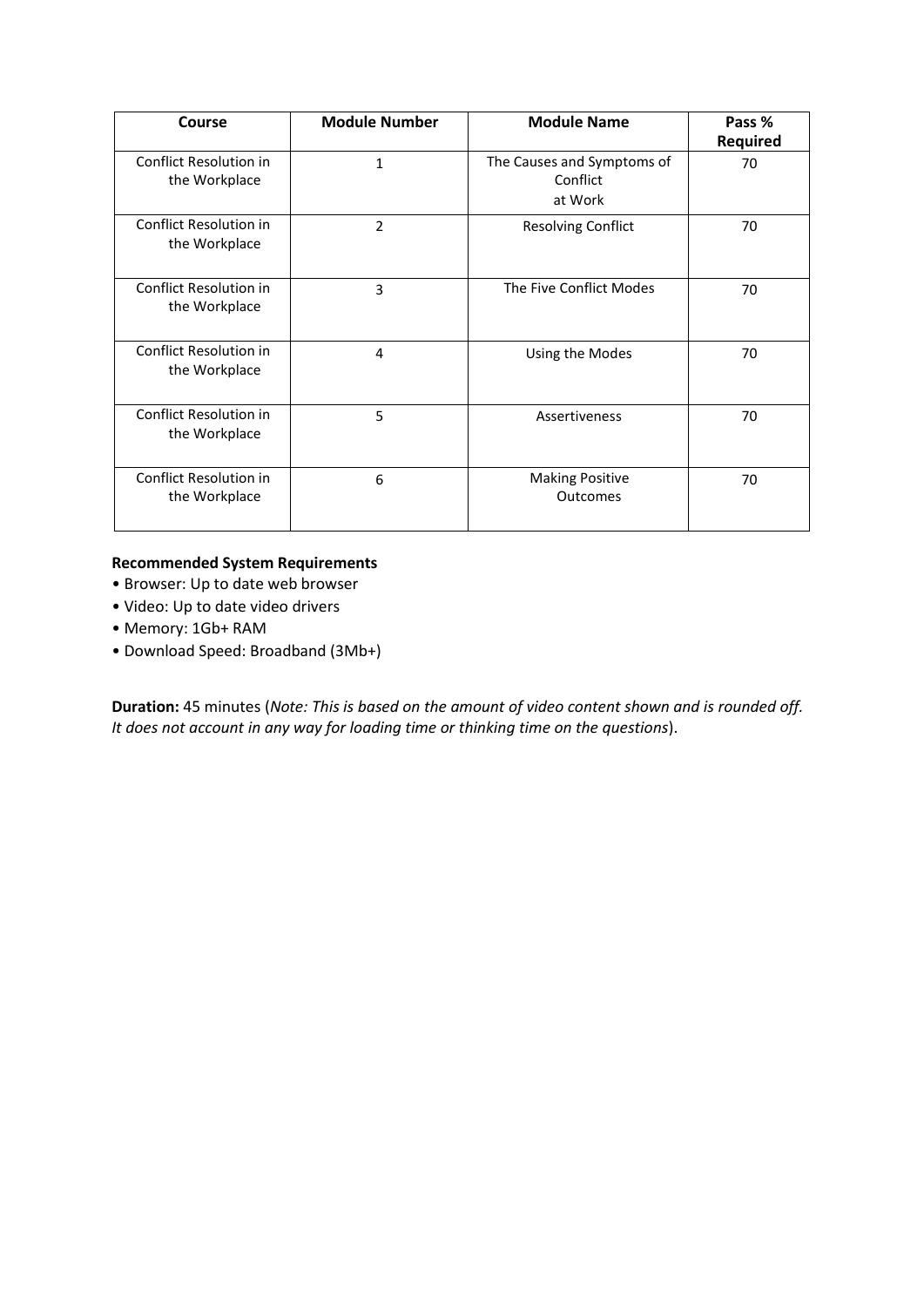| Course | Module Number | Module Name | Pass % Required |
|---|---|---|---|
| Conflict Resolution in the Workplace | 1 | The Causes and Symptoms of Conflict at Work | 70 |
| Conflict Resolution in the Workplace | 2 | Resolving Conflict | 70 |
| Conflict Resolution in the Workplace | 3 | The Five Conflict Modes | 70 |
| Conflict Resolution in the Workplace | 4 | Using the Modes | 70 |
| Conflict Resolution in the Workplace | 5 | Assertiveness | 70 |
| Conflict Resolution in the Workplace | 6 | Making Positive Outcomes | 70 |

**Recommended System Requirements**

- Browser: Up to date web browser
- Video: Up to date video drivers
- Memory: 1Gb+ RAM
- Download Speed: Broadband (3Mb+)

**Duration:** 45 minutes (*Note: This is based on the amount of video content shown and is rounded off. It does not account in any way for loading time or thinking time on the questions*).